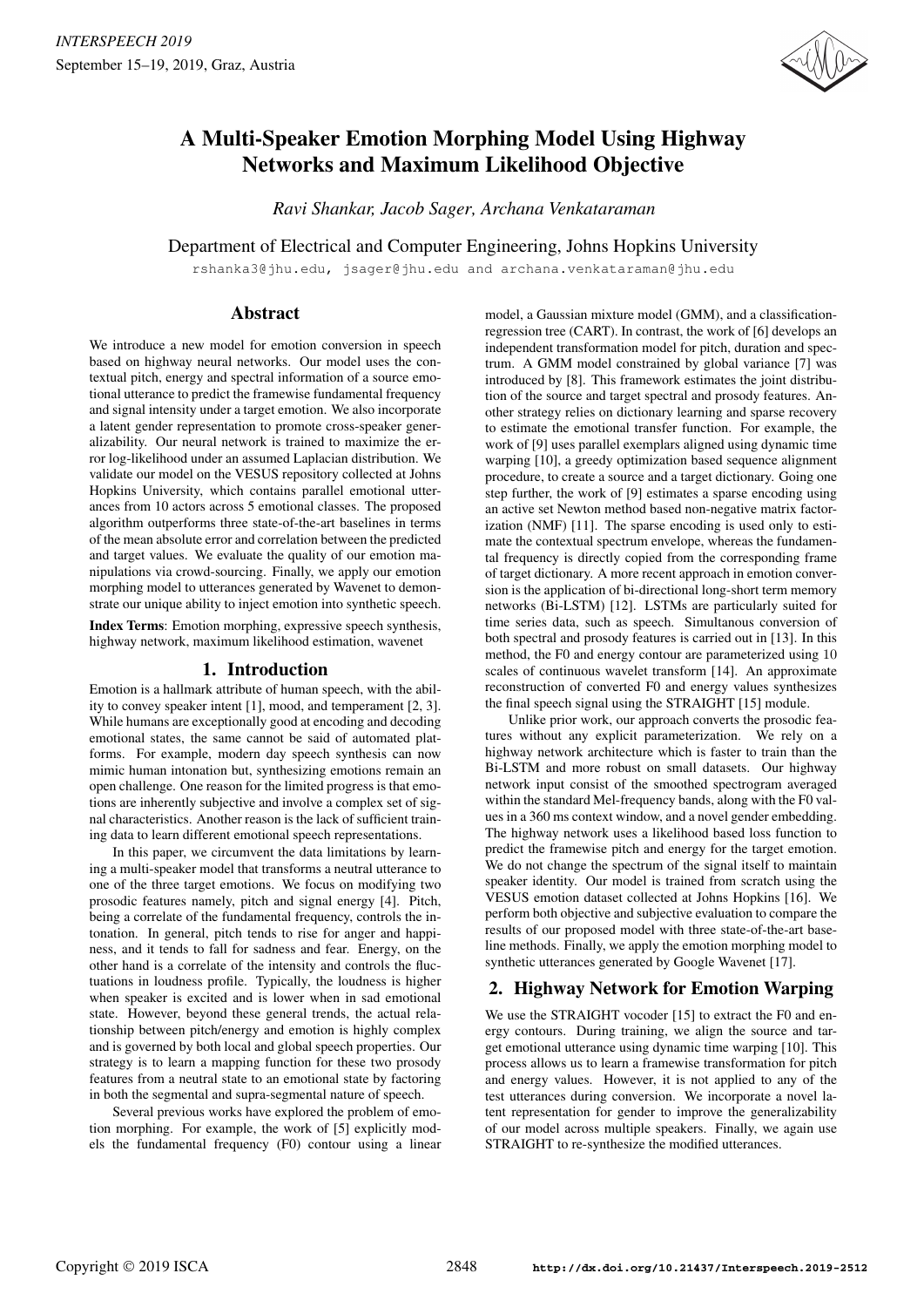# A Multi-Speaker Emotion Morphing Model Using Highway Networks and Maximum Likelihood Objective

*Ravi Shankar, Jacob Sager, Archana Venkataraman*

Department of Electrical and Computer Engineering, Johns Hopkins University

rshanka3@jhu.edu, jsager@jhu.edu and archana.venkataraman@jhu.edu

## Abstract

We introduce a new model for emotion conversion in speech based on highway neural networks. Our model uses the contextual pitch, energy and spectral information of a source emotional utterance to predict the framewise fundamental frequency and signal intensity under a target emotion. We also incorporate a latent gender representation to promote cross-speaker generalizability. Our neural network is trained to maximize the error log-likelihood under an assumed Laplacian distribution. We validate our model on the VESUS repository collected at Johns Hopkins University, which contains parallel emotional utterances from 10 actors across 5 emotional classes. The proposed algorithm outperforms three state-of-the-art baselines in terms of the mean absolute error and correlation between the predicted and target values. We evaluate the quality of our emotion manipulations via crowd-sourcing. Finally, we apply our emotion morphing model to utterances generated by Wavenet to demonstrate our unique ability to inject emotion into synthetic speech.

**Index Terms**: Emotion morphing, expressive speech synthesis, highway network, maximum likelihood estimation, wavenet

## 1. Introduction

Emotion is a hallmark attribute of human speech, with the ability to convey speaker intent [1], mood, and temperament [2, 3]. While humans are exceptionally good at encoding and decoding emotional states, the same cannot be said of automated platforms. For example, modern day speech synthesis can now mimic human intonation but, synthesizing emotions remain an open challenge. One reason for the limited progress is that emotions are inherently subjective and involve a complex set of signal characteristics. Another reason is the lack of sufficient training data to learn different emotional speech representations.

In this paper, we circumvent the data limitations by learning a multi-speaker model that transforms a neutral utterance to one of the three target emotions. We focus on modifying two prosodic features namely, pitch and signal energy [4]. Pitch, being a correlate of the fundamental frequency, controls the intonation. In general, pitch tends to rise for anger and happiness, and it tends to fall for sadness and fear. Energy, on the other hand is a correlate of the intensity and controls the fluctuations in loudness profile. Typically, the loudness is higher when speaker is excited and is lower when in sad emotional state. However, beyond these general trends, the actual relationship between pitch/energy and emotion is highly complex and is governed by both local and global speech properties. Our strategy is to learn a mapping function for these two prosody features from a neutral state to an emotional state by factoring in both the segmental and supra-segmental nature of speech.

Several previous works have explored the problem of emotion morphing. For example, the work of [5] explicitly models the fundamental frequency (F0) contour using a linear model, a Gaussian mixture model (GMM), and a classification-regression tree (CART). In contrast, the work of [6] develops an independent transformation model for pitch, duration and spectrum. A GMM model constrained by global variance [7] was introduced by [8]. This framework estimates the joint distribution of the source and target spectral and prosody features. Another strategy relies on dictionary learning and sparse recovery to estimate the emotional transfer function. For example, the work of [9] uses parallel exemplars aligned using dynamic time warping [10], a greedy optimization based sequence alignment procedure, to create a source and a target dictionary. Going one step further, the work of [9] estimates a sparse encoding using an active set Newton method based non-negative matrix factorization (NMF) [11]. The sparse encoding is used only to estimate the contextual spectrum envelope, whereas the fundamental frequency is directly copied from the corresponding frame of target dictionary. A more recent approach in emotion conversion is the application of bi-directional long-short term memory networks (Bi-LSTM) [12]. LSTMs are particularly suited for time series data, such as speech. Simultanous conversion of both spectral and prosody features is carried out in [13]. In this method, the F0 and energy contour are parameterized using 10 scales of continuous wavelet transform [14]. An approximate reconstruction of converted F0 and energy values synthesizes the final speech signal using the STRAIGHT [15] module.

Unlike prior work, our approach converts the prosodic features without any explicit parameterization. We rely on a highway network architecture which is faster to train than the Bi-LSTM and more robust on small datasets. Our highway network input consist of the smoothed spectrogram averaged within the standard Mel-frequency bands, along with the F0 values in a 360 ms context window, and a novel gender embedding. The highway network uses a likelihood based loss function to predict the framewise pitch and energy for the target emotion. We do not change the spectrum of the signal itself to maintain speaker identity. Our model is trained from scratch using the VESUS emotion dataset collected at Johns Hopkins [16]. We perform both objective and subjective evaluation to compare the results of our proposed model with three state-of-the-art baseline methods. Finally, we apply the emotion morphing model to synthetic utterances generated by Google Wavenet [17].

## 2. Highway Network for Emotion Warping

We use the STRAIGHT vocoder [15] to extract the F0 and energy contours. During training, we align the source and target emotional utterance using dynamic time warping [10]. This process allows us to learn a framewise transformation for pitch and energy values. However, it is not applied to any of the test utterances during conversion. We incorporate a novel latent representation for gender to improve the generalizability of our model across multiple speakers. Finally, we again use STRAIGHT to re-synthesize the modified utterances.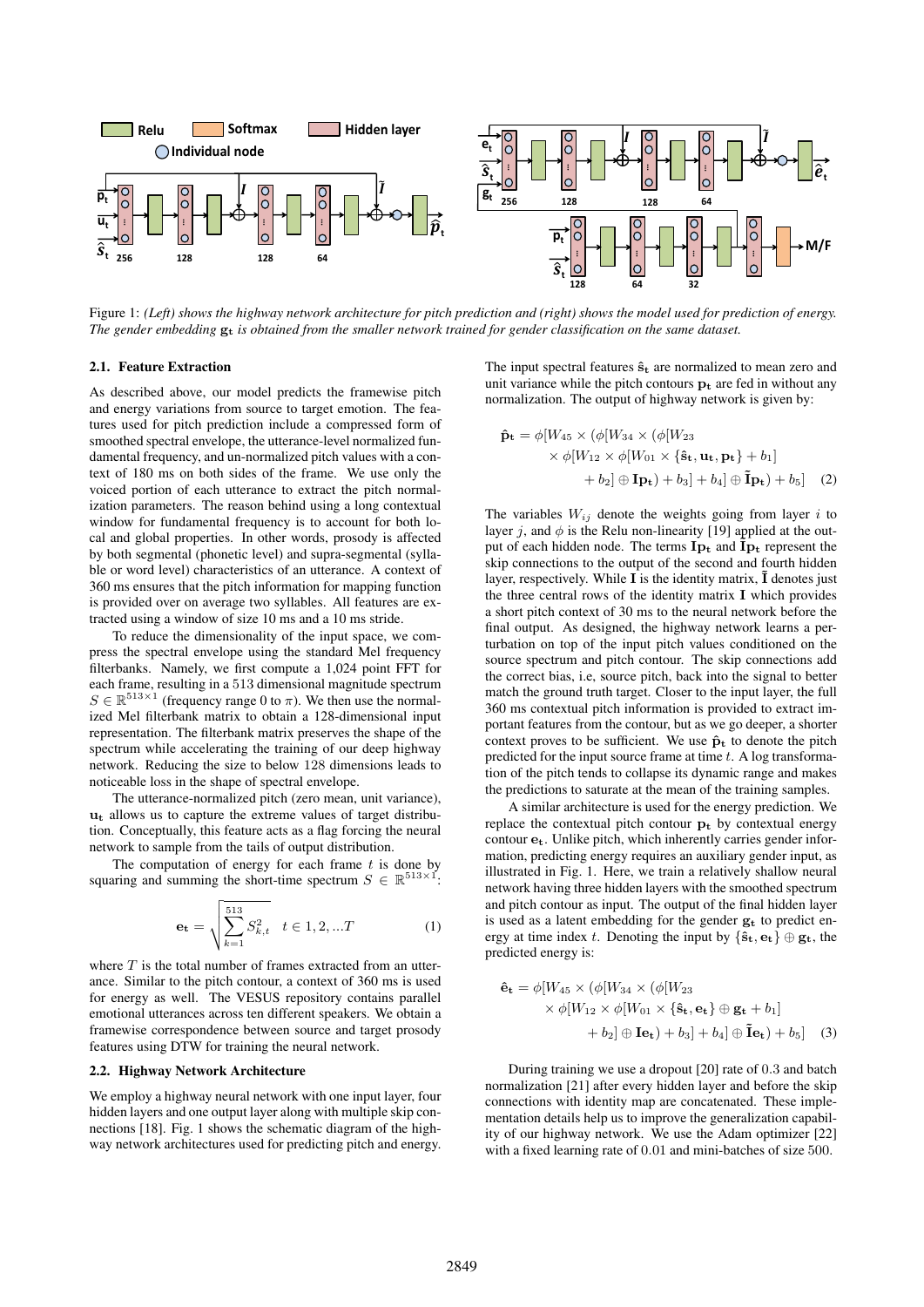Figure 1: *(Left) shows the highway network architecture for pitch prediction and (right) shows the model used for prediction of energy. The gender embedding* $\mathbf{g_t}$ *is obtained from the smaller network trained for gender classification on the same dataset.*

### 2.1. Feature Extraction

As described above, our model predicts the framewise pitch and energy variations from source to target emotion. The features used for pitch prediction include a compressed form of smoothed spectral envelope, the utterance-level normalized fundamental frequency, and un-normalized pitch values with a context of 180 ms on both sides of the frame. We use only the voiced portion of each utterance to extract the pitch normalization parameters. The reason behind using a long contextual window for fundamental frequency is to account for both local and global properties. In other words, prosody is affected by both segmental (phonetic level) and supra-segmental (syllable or word level) characteristics of an utterance. A context of 360 ms ensures that the pitch information for mapping function is provided over on average two syllables. All features are extracted using a window of size 10 ms and a 10 ms stride.

To reduce the dimensionality of the input space, we compress the spectral envelope using the standard Mel frequency filterbanks. Namely, we first compute a 1,024 point FFT for each frame, resulting in a 513 dimensional magnitude spectrum $S \in \mathbb{R}^{513\times 1}$ (frequency range 0 to $\pi$). We then use the normalized Mel filterbank matrix to obtain a 128-dimensional input representation. The filterbank matrix preserves the shape of the spectrum while accelerating the training of our deep highway network. Reducing the size to below 128 dimensions leads to noticeable loss in the shape of spectral envelope.

The utterance-normalized pitch (zero mean, unit variance), $\mathbf{u_t}$ allows us to capture the extreme values of target distribution. Conceptually, this feature acts as a flag forcing the neural network to sample from the tails of output distribution.

The computation of energy for each frame $t$ is done by squaring and summing the short-time spectrum $S \in \mathbb{R}^{513\times 1}$:

$$\mathbf{e_t} = \sqrt{\sum_{k=1}^{513} S_{k,t}^2} \quad t \in 1, 2, ...T \tag{1}$$

where $T$ is the total number of frames extracted from an utterance. Similar to the pitch contour, a context of 360 ms is used for energy as well. The VESUS repository contains parallel emotional utterances across ten different speakers. We obtain a framewise correspondence between source and target prosody features using DTW for training the neural network.

### 2.2. Highway Network Architecture

We employ a highway neural network with one input layer, four hidden layers and one output layer along with multiple skip connections [18]. Fig. 1 shows the schematic diagram of the highway network architectures used for predicting pitch and energy.

The input spectral features $\mathbf{\hat{s}_t}$ are normalized to mean zero and unit variance while the pitch contours $\mathbf{p_t}$ are fed in without any normalization. The output of highway network is given by:

$$\begin{aligned}\mathbf{\hat{p}_t} = \phi[W_{45} \times (\phi[W_{34} \times (\phi[W_{23} \\ \times \phi[W_{12} \times \phi[W_{01} \times \{\mathbf{\hat{s}_t}, \mathbf{u_t}, \mathbf{p_t}\} + b_1] \\ + b_2] \oplus \mathbf{I}\mathbf{p_t}) + b_3] + b_4] \oplus \mathbf{\tilde{I}}\mathbf{p_t}) + b_5]\end{aligned} \tag{2}$$

The variables $W_{ij}$ denote the weights going from layer $i$ to layer $j$, and $\phi$ is the Relu non-linearity [19] applied at the output of each hidden node. The terms $\mathbf{I}\mathbf{p_t}$ and $\mathbf{\tilde{I}}\mathbf{p_t}$ represent the skip connections to the output of the second and fourth hidden layer, respectively. While $\mathbf{I}$ is the identity matrix, $\mathbf{\tilde{I}}$ denotes just the three central rows of the identity matrix $\mathbf{I}$ which provides a short pitch context of 30 ms to the neural network before the final output. As designed, the highway network learns a perturbation on top of the input pitch values conditioned on the source spectrum and pitch contour. The skip connections add the correct bias, i.e, source pitch, back into the signal to better match the ground truth target. Closer to the input layer, the full 360 ms contextual pitch information is provided to extract important features from the contour, but as we go deeper, a shorter context proves to be sufficient. We use $\mathbf{\hat{p}_t}$ to denote the pitch predicted for the input source frame at time $t$. A log transformation of the pitch tends to collapse its dynamic range and makes the predictions to saturate at the mean of the training samples.

A similar architecture is used for the energy prediction. We replace the contextual pitch contour $\mathbf{p_t}$ by contextual energy contour $\mathbf{e_t}$. Unlike pitch, which inherently carries gender information, predicting energy requires an auxiliary gender input, as illustrated in Fig. 1. Here, we train a relatively shallow neural network having three hidden layers with the smoothed spectrum and pitch contour as input. The output of the final hidden layer is used as a latent embedding for the gender $\mathbf{g_t}$ to predict energy at time index $t$. Denoting the input by $\{\mathbf{\hat{s}_t}, \mathbf{e_t}\} \oplus \mathbf{g_t}$, the predicted energy is:

$$\begin{aligned}\mathbf{\hat{e}_t} = \phi[W_{45} \times (\phi[W_{34} \times (\phi[W_{23} \\ \times \phi[W_{12} \times \phi[W_{01} \times \{\mathbf{\hat{s}_t}, \mathbf{e_t}\} \oplus \mathbf{g_t} + b_1] \\ + b_2] \oplus \mathbf{I}\mathbf{e_t}) + b_3] + b_4] \oplus \mathbf{\tilde{I}}\mathbf{e_t}) + b_5]\end{aligned} \tag{3}$$

During training we use a dropout [20] rate of 0.3 and batch normalization [21] after every hidden layer and before the skip connections with identity map are concatenated. These implementation details help us to improve the generalization capability of our highway network. We use the Adam optimizer [22] with a fixed learning rate of 0.01 and mini-batches of size 500.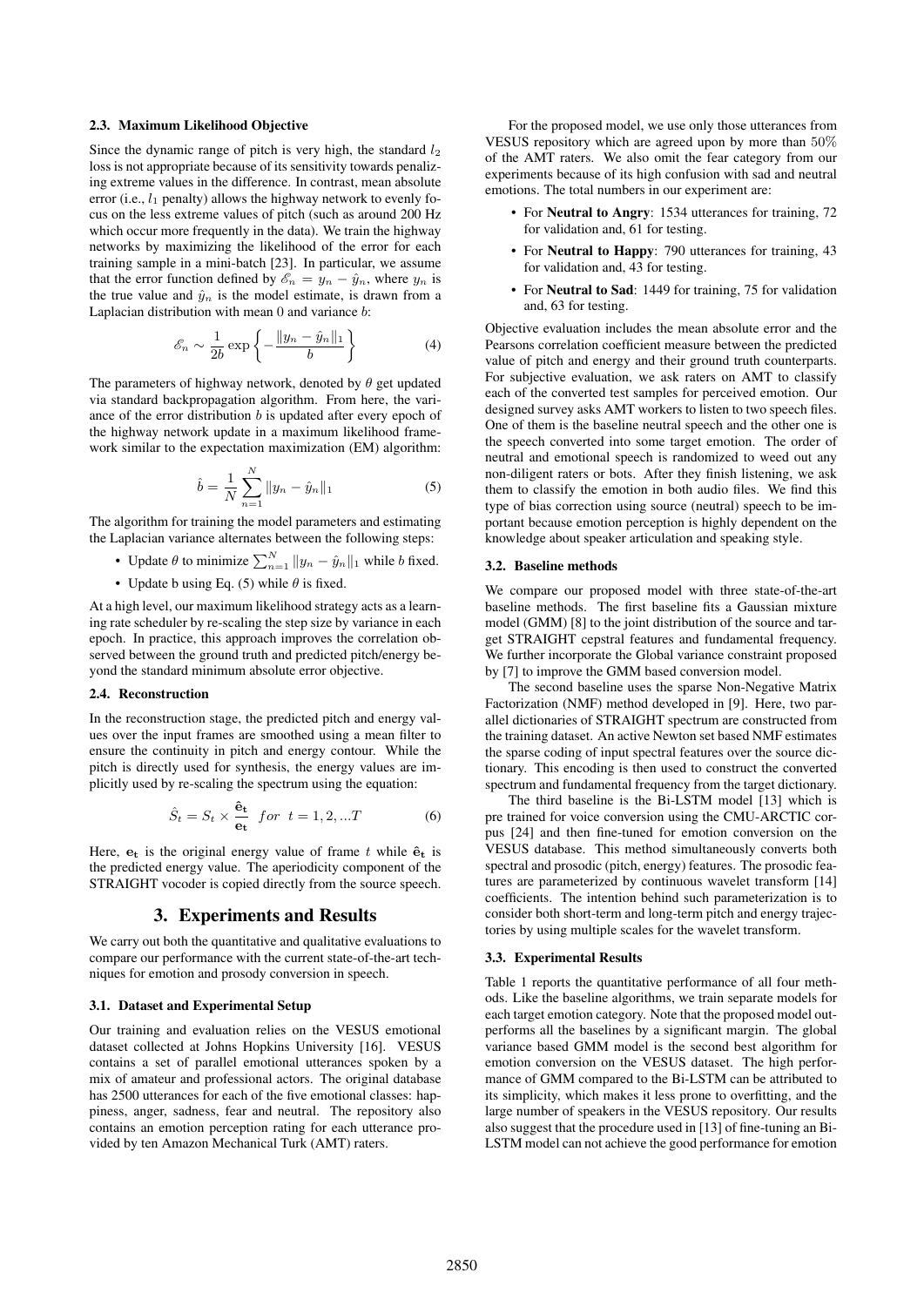### 2.3. Maximum Likelihood Objective

Since the dynamic range of pitch is very high, the standard $l_2$ loss is not appropriate because of its sensitivity towards penalizing extreme values in the difference. In contrast, mean absolute error (i.e., $l_1$ penalty) allows the highway network to evenly focus on the less extreme values of pitch (such as around 200 Hz which occur more frequently in the data). We train the highway networks by maximizing the likelihood of the error for each training sample in a mini-batch [23]. In particular, we assume that the error function defined by $\mathscr{E}_n = y_n - \hat{y}_n$, where $y_n$ is the true value and $\hat{y}_n$ is the model estimate, is drawn from a Laplacian distribution with mean 0 and variance $b$:

$$\mathscr{E}_n \sim \frac{1}{2b} \exp\left\{ -\frac{\|y_n - \hat{y}_n\|_1}{b} \right\} \tag{4}$$

The parameters of highway network, denoted by $\theta$ get updated via standard backpropagation algorithm. From here, the variance of the error distribution $b$ is updated after every epoch of the highway network update in a maximum likelihood framework similar to the expectation maximization (EM) algorithm:

$$\hat{b} = \frac{1}{N} \sum_{n=1}^{N} \|y_n - \hat{y}_n\|_1 \tag{5}$$

The algorithm for training the model parameters and estimating the Laplacian variance alternates between the following steps:

- Update $\theta$ to minimize $\sum_{n=1}^{N} \|y_n - \hat{y}_n\|_1$ while $b$ fixed.
- Update b using Eq. (5) while $\theta$ is fixed.

At a high level, our maximum likelihood strategy acts as a learning rate scheduler by re-scaling the step size by variance in each epoch. In practice, this approach improves the correlation observed between the ground truth and predicted pitch/energy beyond the standard minimum absolute error objective.

### 2.4. Reconstruction

In the reconstruction stage, the predicted pitch and energy values over the input frames are smoothed using a mean filter to ensure the continuity in pitch and energy contour. While the pitch is directly used for synthesis, the energy values are implicitly used by re-scaling the spectrum using the equation:

$$\hat{S}_t = S_t \times \frac{\hat{\mathbf{e}}_{\mathbf{t}}}{\mathbf{e}_{\mathbf{t}}} \quad for \quad t = 1, 2, ...T \tag{6}$$

Here, $\mathbf{e}_{\mathbf{t}}$ is the original energy value of frame $t$ while $\hat{\mathbf{e}}_{\mathbf{t}}$ is the predicted energy value. The aperiodicity component of the STRAIGHT vocoder is copied directly from the source speech.

## 3. Experiments and Results

We carry out both the quantitative and qualitative evaluations to compare our performance with the current state-of-the-art techniques for emotion and prosody conversion in speech.

### 3.1. Dataset and Experimental Setup

Our training and evaluation relies on the VESUS emotional dataset collected at Johns Hopkins University [16]. VESUS contains a set of parallel emotional utterances spoken by a mix of amateur and professional actors. The original database has 2500 utterances for each of the five emotional classes: happiness, anger, sadness, fear and neutral. The repository also contains an emotion perception rating for each utterance provided by ten Amazon Mechanical Turk (AMT) raters.

For the proposed model, we use only those utterances from VESUS repository which are agreed upon by more than 50% of the AMT raters. We also omit the fear category from our experiments because of its high confusion with sad and neutral emotions. The total numbers in our experiment are:

- For **Neutral to Angry**: 1534 utterances for training, 72 for validation and, 61 for testing.
- For **Neutral to Happy**: 790 utterances for training, 43 for validation and, 43 for testing.
- For **Neutral to Sad**: 1449 for training, 75 for validation and, 63 for testing.

Objective evaluation includes the mean absolute error and the Pearsons correlation coefficient measure between the predicted value of pitch and energy and their ground truth counterparts. For subjective evaluation, we ask raters on AMT to classify each of the converted test samples for perceived emotion. Our designed survey asks AMT workers to listen to two speech files. One of them is the baseline neutral speech and the other one is the speech converted into some target emotion. The order of neutral and emotional speech is randomized to weed out any non-diligent raters or bots. After they finish listening, we ask them to classify the emotion in both audio files. We find this type of bias correction using source (neutral) speech to be important because emotion perception is highly dependent on the knowledge about speaker articulation and speaking style.

### 3.2. Baseline methods

We compare our proposed model with three state-of-the-art baseline methods. The first baseline fits a Gaussian mixture model (GMM) [8] to the joint distribution of the source and target STRAIGHT cepstral features and fundamental frequency. We further incorporate the Global variance constraint proposed by [7] to improve the GMM based conversion model.

The second baseline uses the sparse Non-Negative Matrix Factorization (NMF) method developed in [9]. Here, two parallel dictionaries of STRAIGHT spectrum are constructed from the training dataset. An active Newton set based NMF estimates the sparse coding of input spectral features over the source dictionary. This encoding is then used to construct the converted spectrum and fundamental frequency from the target dictionary.

The third baseline is the Bi-LSTM model [13] which is pre trained for voice conversion using the CMU-ARCTIC corpus [24] and then fine-tuned for emotion conversion on the VESUS database. This method simultaneously converts both spectral and prosodic (pitch, energy) features. The prosodic features are parameterized by continuous wavelet transform [14] coefficients. The intention behind such parameterization is to consider both short-term and long-term pitch and energy trajectories by using multiple scales for the wavelet transform.

### 3.3. Experimental Results

Table 1 reports the quantitative performance of all four methods. Like the baseline algorithms, we train separate models for each target emotion category. Note that the proposed model outperforms all the baselines by a significant margin. The global variance based GMM model is the second best algorithm for emotion conversion on the VESUS dataset. The high performance of GMM compared to the Bi-LSTM can be attributed to its simplicity, which makes it less prone to overfitting, and the large number of speakers in the VESUS repository. Our results also suggest that the procedure used in [13] of fine-tuning an Bi-LSTM model can not achieve the good performance for emotion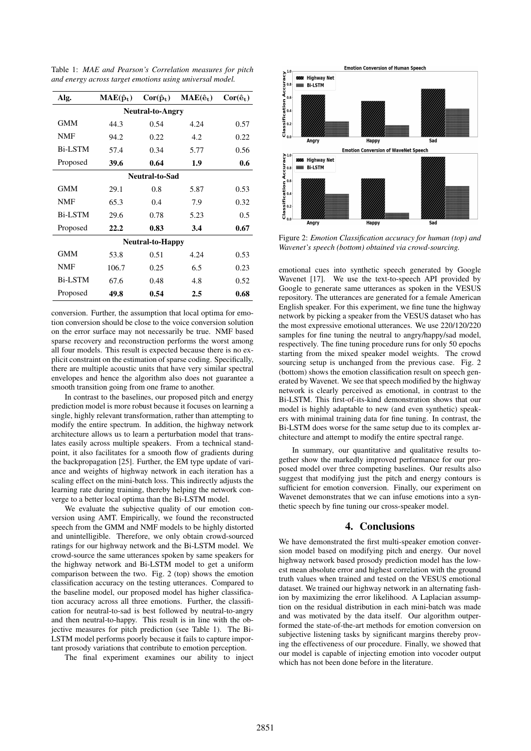Table 1: *MAE and Pearson's Correlation measures for pitch and energy across target emotions using universal model.*

| Alg. | $\mathbf{MAE(\hat{p}_t)}$ | $\mathbf{Cor(\hat{p}_t)}$ | $\mathbf{MAE(\hat{e}_t)}$ | $\mathbf{Cor(\hat{e}_t)}$ |
|---|---|---|---|---|
| **Neutral-to-Angry** | | | | |
| GMM | 44.3 | 0.54 | 4.24 | 0.57 |
| NMF | 94.2 | 0.22 | 4.2 | 0.22 |
| Bi-LSTM | 57.4 | 0.34 | 5.77 | 0.56 |
| Proposed | **39.6** | **0.64** | **1.9** | **0.6** |
| **Neutral-to-Sad** | | | | |
| GMM | 29.1 | 0.8 | 5.87 | 0.53 |
| NMF | 65.3 | 0.4 | 7.9 | 0.32 |
| Bi-LSTM | 29.6 | 0.78 | 5.23 | 0.5 |
| Proposed | **22.2** | **0.83** | **3.4** | **0.67** |
| **Neutral-to-Happy** | | | | |
| GMM | 53.8 | 0.51 | 4.24 | 0.53 |
| NMF | 106.7 | 0.25 | 6.5 | 0.23 |
| Bi-LSTM | 67.6 | 0.48 | 4.8 | 0.52 |
| Proposed | **49.8** | **0.54** | **2.5** | **0.68** |

conversion. Further, the assumption that local optima for emotion conversion should be close to the voice conversion solution on the error surface may not necessarily be true. NMF based sparse recovery and reconstruction performs the worst among all four models. This result is expected because there is no explicit constraint on the estimation of sparse coding. Specifically, there are multiple acoustic units that have very similar spectral envelopes and hence the algorithm also does not guarantee a smooth transition going from one frame to another.

In contrast to the baselines, our proposed pitch and energy prediction model is more robust because it focuses on learning a single, highly relevant transformation, rather than attempting to modify the entire spectrum. In addition, the highway network architecture allows us to learn a perturbation model that translates easily across multiple speakers. From a technical standpoint, it also facilitates for a smooth flow of gradients during the backpropagation [25]. Further, the EM type update of variance and weights of highway network in each iteration has a scaling effect on the mini-batch loss. This indirectly adjusts the learning rate during training, thereby helping the network converge to a better local optima than the Bi-LSTM model.

We evaluate the subjective quality of our emotion conversion using AMT. Empirically, we found the reconstructed speech from the GMM and NMF models to be highly distorted and unintelligible. Therefore, we only obtain crowd-sourced ratings for our highway network and the Bi-LSTM model. We crowd-source the same utterances spoken by same speakers for the highway network and Bi-LSTM model to get a uniform comparison between the two. Fig. 2 (top) shows the emotion classification accuracy on the testing utterances. Compared to the baseline model, our proposed model has higher classification accuracy across all three emotions. Further, the classification for neutral-to-sad is best followed by neutral-to-angry and then neutral-to-happy. This result is in line with the objective measures for pitch prediction (see Table 1). The Bi-LSTM model performs poorly because it fails to capture important prosody variations that contribute to emotion perception.

The final experiment examines our ability to inject

Figure 2: *Emotion Classification accuracy for human (top) and Wavenet's speech (bottom) obtained via crowd-sourcing.*

emotional cues into synthetic speech generated by Google Wavenet [17]. We use the text-to-speech API provided by Google to generate same utterances as spoken in the VESUS repository. The utterances are generated for a female American English speaker. For this experiment, we fine tune the highway network by picking a speaker from the VESUS dataset who has the most expressive emotional utterances. We use 220/120/220 samples for fine tuning the neutral to angry/happy/sad model, respectively. The fine tuning procedure runs for only 50 epochs starting from the mixed speaker model weights. The crowd sourcing setup is unchanged from the previous case. Fig. 2 (bottom) shows the emotion classification result on speech generated by Wavenet. We see that speech modified by the highway network is clearly perceived as emotional, in contrast to the Bi-LSTM. This first-of-its-kind demonstration shows that our model is highly adaptable to new (and even synthetic) speakers with minimal training data for fine tuning. In contrast, the Bi-LSTM does worse for the same setup due to its complex architecture and attempt to modify the entire spectral range.

In summary, our quantitative and qualitative results together show the markedly improved performance for our proposed model over three competing baselines. Our results also suggest that modifying just the pitch and energy contours is sufficient for emotion conversion. Finally, our experiment on Wavenet demonstrates that we can infuse emotions into a synthetic speech by fine tuning our cross-speaker model.

## 4. Conclusions

We have demonstrated the first multi-speaker emotion conversion model based on modifying pitch and energy. Our novel highway network based prosody prediction model has the lowest mean absolute error and highest correlation with the ground truth values when trained and tested on the VESUS emotional dataset. We trained our highway network in an alternating fashion by maximizing the error likelihood. A Laplacian assumption on the residual distribution in each mini-batch was made and was motivated by the data itself. Our algorithm outperformed the state-of-the-art methods for emotion conversion on subjective listening tasks by significant margins thereby proving the effectiveness of our procedure. Finally, we showed that our model is capable of injecting emotion into vocoder output which has not been done before in the literature.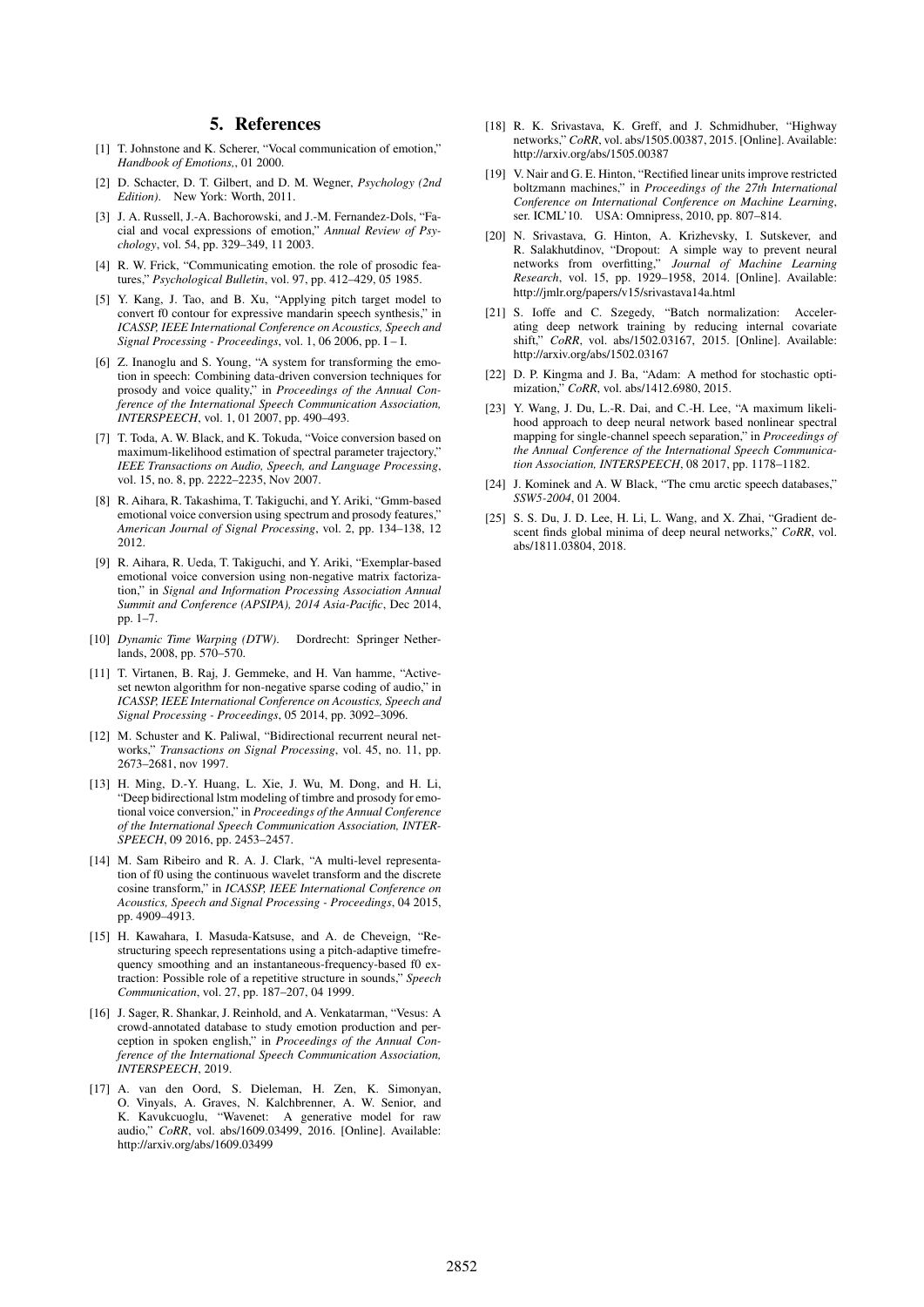## 5. References

[1] T. Johnstone and K. Scherer, "Vocal communication of emotion," *Handbook of Emotions,*, 01 2000.

[2] D. Schacter, D. T. Gilbert, and D. M. Wegner, *Psychology (2nd Edition)*. New York: Worth, 2011.

[3] J. A. Russell, J.-A. Bachorowski, and J.-M. Fernandez-Dols, "Facial and vocal expressions of emotion," *Annual Review of Psychology*, vol. 54, pp. 329–349, 11 2003.

[4] R. W. Frick, "Communicating emotion. the role of prosodic features," *Psychological Bulletin*, vol. 97, pp. 412–429, 05 1985.

[5] Y. Kang, J. Tao, and B. Xu, "Applying pitch target model to convert f0 contour for expressive mandarin speech synthesis," in *ICASSP, IEEE International Conference on Acoustics, Speech and Signal Processing - Proceedings*, vol. 1, 06 2006, pp. I – I.

[6] Z. Inanoglu and S. Young, "A system for transforming the emotion in speech: Combining data-driven conversion techniques for prosody and voice quality," in *Proceedings of the Annual Conference of the International Speech Communication Association, INTERSPEECH*, vol. 1, 01 2007, pp. 490–493.

[7] T. Toda, A. W. Black, and K. Tokuda, "Voice conversion based on maximum-likelihood estimation of spectral parameter trajectory," *IEEE Transactions on Audio, Speech, and Language Processing*, vol. 15, no. 8, pp. 2222–2235, Nov 2007.

[8] R. Aihara, R. Takashima, T. Takiguchi, and Y. Ariki, "Gmm-based emotional voice conversion using spectrum and prosody features," *American Journal of Signal Processing*, vol. 2, pp. 134–138, 12 2012.

[9] R. Aihara, R. Ueda, T. Takiguchi, and Y. Ariki, "Exemplar-based emotional voice conversion using non-negative matrix factorization," in *Signal and Information Processing Association Annual Summit and Conference (APSIPA), 2014 Asia-Pacific*, Dec 2014, pp. 1–7.

[10] *Dynamic Time Warping (DTW)*. Dordrecht: Springer Netherlands, 2008, pp. 570–570.

[11] T. Virtanen, B. Raj, J. Gemmeke, and H. Van hamme, "Active-set newton algorithm for non-negative sparse coding of audio," in *ICASSP, IEEE International Conference on Acoustics, Speech and Signal Processing - Proceedings*, 05 2014, pp. 3092–3096.

[12] M. Schuster and K. Paliwal, "Bidirectional recurrent neural networks," *Transactions on Signal Processing*, vol. 45, no. 11, pp. 2673–2681, nov 1997.

[13] H. Ming, D.-Y. Huang, L. Xie, J. Wu, M. Dong, and H. Li, "Deep bidirectional lstm modeling of timbre and prosody for emotional voice conversion," in *Proceedings of the Annual Conference of the International Speech Communication Association, INTERSPEECH*, 09 2016, pp. 2453–2457.

[14] M. Sam Ribeiro and R. A. J. Clark, "A multi-level representation of f0 using the continuous wavelet transform and the discrete cosine transform," in *ICASSP, IEEE International Conference on Acoustics, Speech and Signal Processing - Proceedings*, 04 2015, pp. 4909–4913.

[15] H. Kawahara, I. Masuda-Katsuse, and A. de Cheveign, "Restructuring speech representations using a pitch-adaptive timefrequency smoothing and an instantaneous-frequency-based f0 extraction: Possible role of a repetitive structure in sounds," *Speech Communication*, vol. 27, pp. 187–207, 04 1999.

[16] J. Sager, R. Shankar, J. Reinhold, and A. Venkatarman, "Vesus: A crowd-annotated database to study emotion production and perception in spoken english," in *Proceedings of the Annual Conference of the International Speech Communication Association, INTERSPEECH*, 2019.

[17] A. van den Oord, S. Dieleman, H. Zen, K. Simonyan, O. Vinyals, A. Graves, N. Kalchbrenner, A. W. Senior, and K. Kavukcuoglu, "Wavenet: A generative model for raw audio," *CoRR*, vol. abs/1609.03499, 2016. [Online]. Available: http://arxiv.org/abs/1609.03499

[18] R. K. Srivastava, K. Greff, and J. Schmidhuber, "Highway networks," *CoRR*, vol. abs/1505.00387, 2015. [Online]. Available: http://arxiv.org/abs/1505.00387

[19] V. Nair and G. E. Hinton, "Rectified linear units improve restricted boltzmann machines," in *Proceedings of the 27th International Conference on International Conference on Machine Learning*, ser. ICML'10. USA: Omnipress, 2010, pp. 807–814.

[20] N. Srivastava, G. Hinton, A. Krizhevsky, I. Sutskever, and R. Salakhutdinov, "Dropout: A simple way to prevent neural networks from overfitting," *Journal of Machine Learning Research*, vol. 15, pp. 1929–1958, 2014. [Online]. Available: http://jmlr.org/papers/v15/srivastava14a.html

[21] S. Ioffe and C. Szegedy, "Batch normalization: Accelerating deep network training by reducing internal covariate shift," *CoRR*, vol. abs/1502.03167, 2015. [Online]. Available: http://arxiv.org/abs/1502.03167

[22] D. P. Kingma and J. Ba, "Adam: A method for stochastic optimization," *CoRR*, vol. abs/1412.6980, 2015.

[23] Y. Wang, J. Du, L.-R. Dai, and C.-H. Lee, "A maximum likelihood approach to deep neural network based nonlinear spectral mapping for single-channel speech separation," in *Proceedings of the Annual Conference of the International Speech Communication Association, INTERSPEECH*, 08 2017, pp. 1178–1182.

[24] J. Kominek and A. W Black, "The cmu arctic speech databases," *SSW5-2004*, 01 2004.

[25] S. S. Du, J. D. Lee, H. Li, L. Wang, and X. Zhai, "Gradient descent finds global minima of deep neural networks," *CoRR*, vol. abs/1811.03804, 2018.